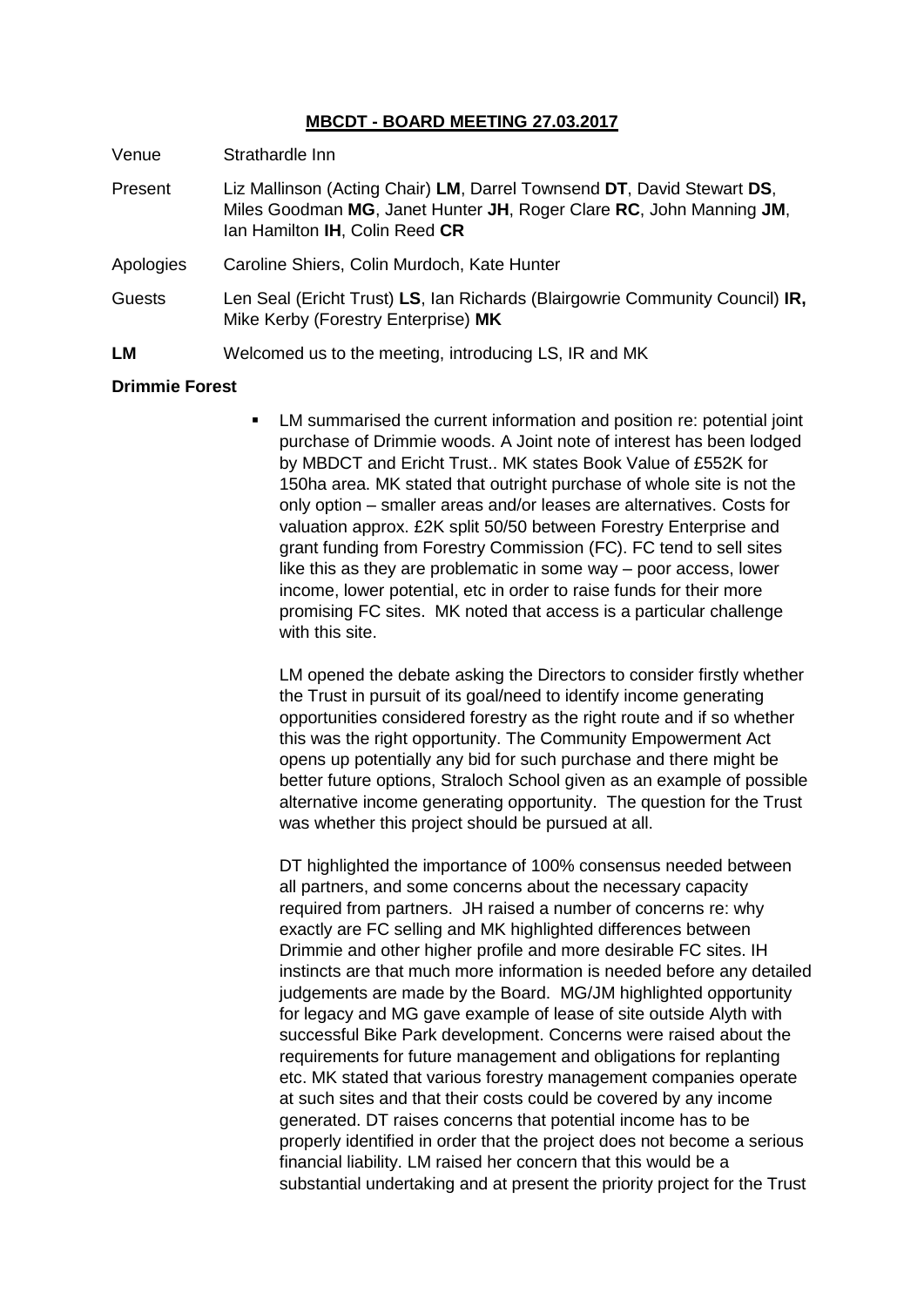# MBCDT - BOARD MEETING 27.03.2017

Venue: Strathardle Inn

Present: Liz Mallinson (Acting Chair) **LM**, Darrel Townsend **DT**, David Stewart **DS**, Miles Goodman **MG**, Janet Hunter **JH**, Roger Clare **RC**, John Manning **JM**, Ian Hamilton **IH**, Colin Reed **CR**

Apologies: Caroline Shiers, Colin Murdoch, Kate Hunter

Guests: Len Seal (Ericht Trust) **LS**, Ian Richards (Blairgowrie Community Council) **IR,** Mike Kerby (Forestry Enterprise) **MK**

**LM** Welcomed us to the meeting, introducing LS, IR and MK

**Drimmie Forest**

- LM summarised the current information and position re: potential joint purchase of Drimmie woods. A Joint note of interest has been lodged by MBDCT and Ericht Trust.. MK states Book Value of £552K for 150ha area. MK stated that outright purchase of whole site is not the only option – smaller areas and/or leases are alternatives. Costs for valuation approx. £2K split 50/50 between Forestry Enterprise and grant funding from Forestry Commission (FC). FC tend to sell sites like this as they are problematic in some way – poor access, lower income, lower potential, etc in order to raise funds for their more promising FC sites. MK noted that access is a particular challenge with this site.

  LM opened the debate asking the Directors to consider firstly whether the Trust in pursuit of its goal/need to identify income generating opportunities considered forestry as the right route and if so whether this was the right opportunity. The Community Empowerment Act opens up potentially any bid for such purchase and there might be better future options, Straloch School given as an example of possible alternative income generating opportunity. The question for the Trust was whether this project should be pursued at all.

  DT highlighted the importance of 100% consensus needed between all partners, and some concerns about the necessary capacity required from partners. JH raised a number of concerns re: why exactly are FC selling and MK highlighted differences between Drimmie and other higher profile and more desirable FC sites. IH instincts are that much more information is needed before any detailed judgements are made by the Board. MG/JM highlighted opportunity for legacy and MG gave example of lease of site outside Alyth with successful Bike Park development. Concerns were raised about the requirements for future management and obligations for replanting etc. MK stated that various forestry management companies operate at such sites and that their costs could be covered by any income generated. DT raises concerns that potential income has to be properly identified in order that the project does not become a serious financial liability. LM raised her concern that this would be a substantial undertaking and at present the priority project for the Trust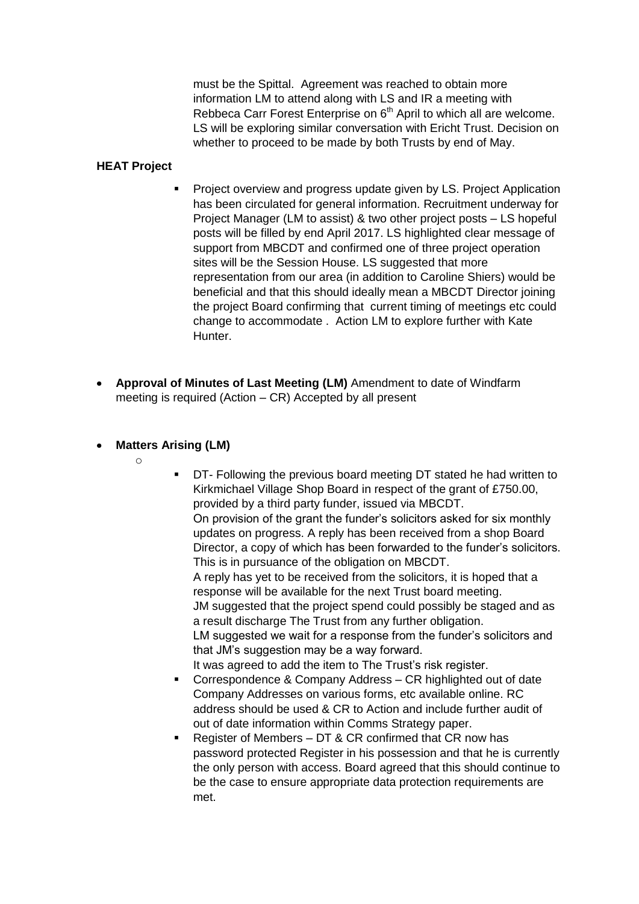must be the Spittal. Agreement was reached to obtain more information LM to attend along with LS and IR a meeting with Rebbeca Carr Forest Enterprise on 6th April to which all are welcome. LS will be exploring similar conversation with Ericht Trust. Decision on whether to proceed to be made by both Trusts by end of May.

**HEAT Project**

- Project overview and progress update given by LS. Project Application has been circulated for general information. Recruitment underway for Project Manager (LM to assist) & two other project posts – LS hopeful posts will be filled by end April 2017. LS highlighted clear message of support from MBCDT and confirmed one of three project operation sites will be the Session House. LS suggested that more representation from our area (in addition to Caroline Shiers) would be beneficial and that this should ideally mean a MBCDT Director joining the project Board confirming that current timing of meetings etc could change to accommodate . Action LM to explore further with Kate Hunter.

- **Approval of Minutes of Last Meeting (LM)** Amendment to date of Windfarm meeting is required (Action – CR) Accepted by all present

- **Matters Arising (LM)**
  - DT- Following the previous board meeting DT stated he had written to Kirkmichael Village Shop Board in respect of the grant of £750.00, provided by a third party funder, issued via MBCDT.
    On provision of the grant the funder's solicitors asked for six monthly updates on progress. A reply has been received from a shop Board Director, a copy of which has been forwarded to the funder's solicitors. This is in pursuance of the obligation on MBCDT.
    A reply has yet to be received from the solicitors, it is hoped that a response will be available for the next Trust board meeting.
    JM suggested that the project spend could possibly be staged and as a result discharge The Trust from any further obligation.
    LM suggested we wait for a response from the funder's solicitors and that JM's suggestion may be a way forward.
    It was agreed to add the item to The Trust's risk register.
  - Correspondence & Company Address – CR highlighted out of date Company Addresses on various forms, etc available online. RC address should be used & CR to Action and include further audit of out of date information within Comms Strategy paper.
  - Register of Members – DT & CR confirmed that CR now has password protected Register in his possession and that he is currently the only person with access. Board agreed that this should continue to be the case to ensure appropriate data protection requirements are met.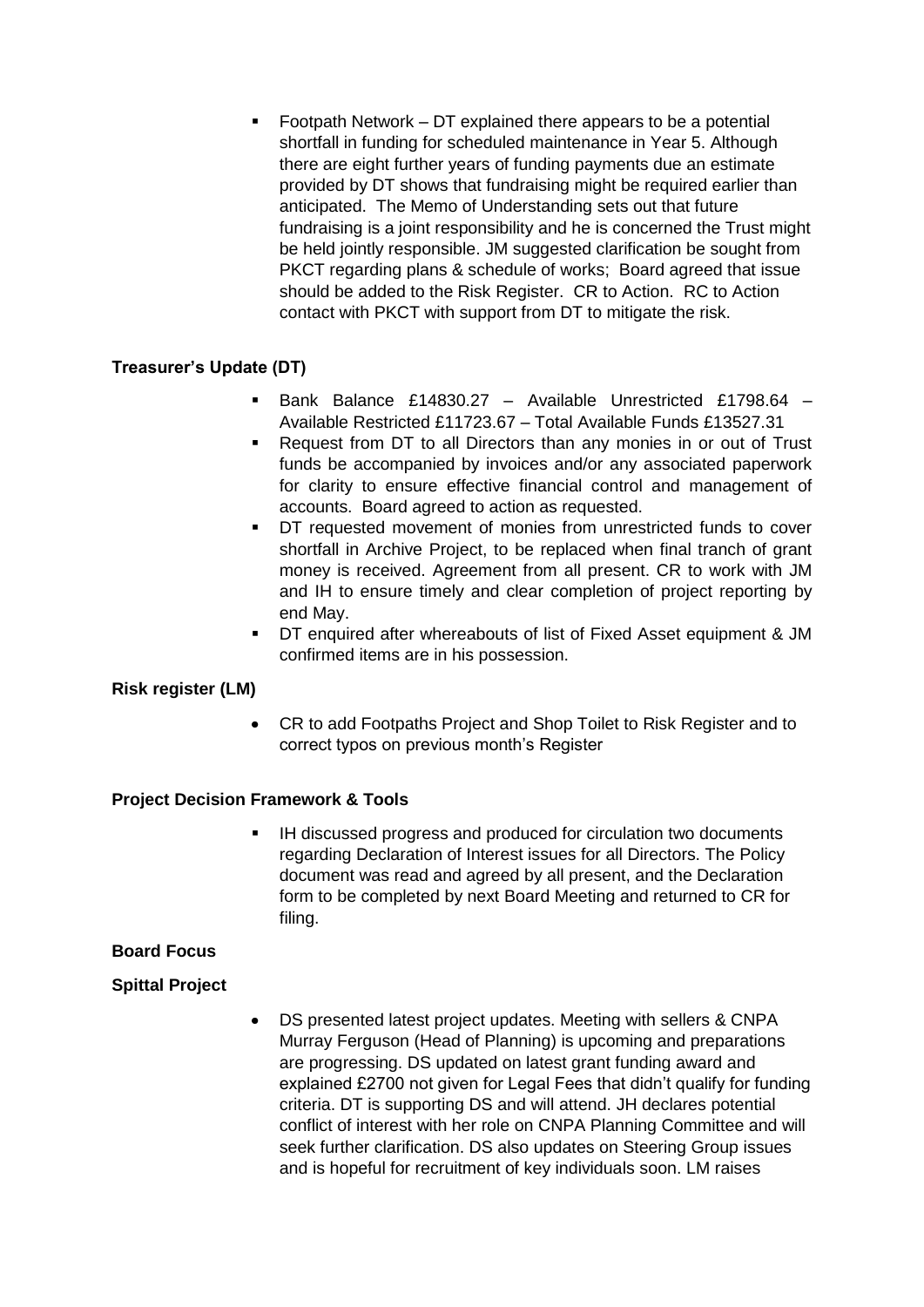- Footpath Network – DT explained there appears to be a potential shortfall in funding for scheduled maintenance in Year 5. Although there are eight further years of funding payments due an estimate provided by DT shows that fundraising might be required earlier than anticipated. The Memo of Understanding sets out that future fundraising is a joint responsibility and he is concerned the Trust might be held jointly responsible. JM suggested clarification be sought from PKCT regarding plans & schedule of works; Board agreed that issue should be added to the Risk Register. CR to Action. RC to Action contact with PKCT with support from DT to mitigate the risk.

**Treasurer's Update (DT)**

- Bank Balance £14830.27 – Available Unrestricted £1798.64 – Available Restricted £11723.67 – Total Available Funds £13527.31
- Request from DT to all Directors than any monies in or out of Trust funds be accompanied by invoices and/or any associated paperwork for clarity to ensure effective financial control and management of accounts. Board agreed to action as requested.
- DT requested movement of monies from unrestricted funds to cover shortfall in Archive Project, to be replaced when final tranch of grant money is received. Agreement from all present. CR to work with JM and IH to ensure timely and clear completion of project reporting by end May.
- DT enquired after whereabouts of list of Fixed Asset equipment & JM confirmed items are in his possession.

**Risk register (LM)**

- CR to add Footpaths Project and Shop Toilet to Risk Register and to correct typos on previous month's Register

**Project Decision Framework & Tools**

- IH discussed progress and produced for circulation two documents regarding Declaration of Interest issues for all Directors. The Policy document was read and agreed by all present, and the Declaration form to be completed by next Board Meeting and returned to CR for filing.

**Board Focus**

**Spittal Project**

- DS presented latest project updates. Meeting with sellers & CNPA Murray Ferguson (Head of Planning) is upcoming and preparations are progressing. DS updated on latest grant funding award and explained £2700 not given for Legal Fees that didn't qualify for funding criteria. DT is supporting DS and will attend. JH declares potential conflict of interest with her role on CNPA Planning Committee and will seek further clarification. DS also updates on Steering Group issues and is hopeful for recruitment of key individuals soon. LM raises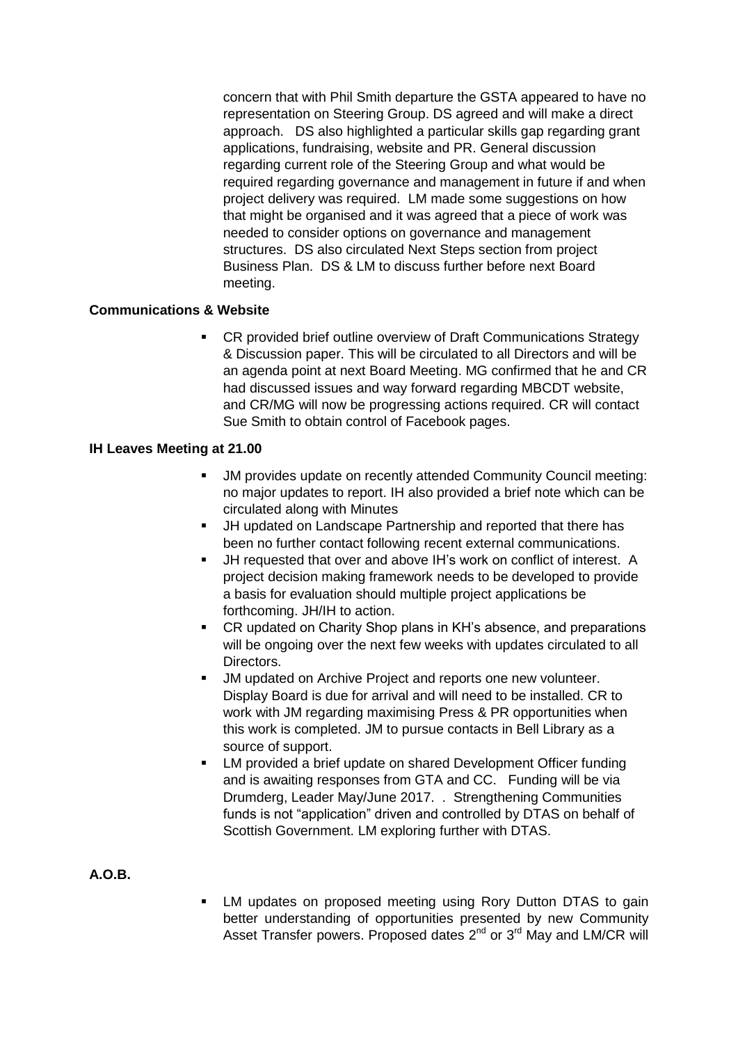concern that with Phil Smith departure the GSTA appeared to have no representation on Steering Group. DS agreed and will make a direct approach. DS also highlighted a particular skills gap regarding grant applications, fundraising, website and PR. General discussion regarding current role of the Steering Group and what would be required regarding governance and management in future if and when project delivery was required. LM made some suggestions on how that might be organised and it was agreed that a piece of work was needed to consider options on governance and management structures. DS also circulated Next Steps section from project Business Plan. DS & LM to discuss further before next Board meeting.

**Communications & Website**

- CR provided brief outline overview of Draft Communications Strategy & Discussion paper. This will be circulated to all Directors and will be an agenda point at next Board Meeting. MG confirmed that he and CR had discussed issues and way forward regarding MBCDT website, and CR/MG will now be progressing actions required. CR will contact Sue Smith to obtain control of Facebook pages.

**IH Leaves Meeting at 21.00**

- JM provides update on recently attended Community Council meeting: no major updates to report. IH also provided a brief note which can be circulated along with Minutes
- JH updated on Landscape Partnership and reported that there has been no further contact following recent external communications.
- JH requested that over and above IH's work on conflict of interest. A project decision making framework needs to be developed to provide a basis for evaluation should multiple project applications be forthcoming. JH/IH to action.
- CR updated on Charity Shop plans in KH's absence, and preparations will be ongoing over the next few weeks with updates circulated to all Directors.
- JM updated on Archive Project and reports one new volunteer. Display Board is due for arrival and will need to be installed. CR to work with JM regarding maximising Press & PR opportunities when this work is completed. JM to pursue contacts in Bell Library as a source of support.
- LM provided a brief update on shared Development Officer funding and is awaiting responses from GTA and CC. Funding will be via Drumderg, Leader May/June 2017. . Strengthening Communities funds is not "application" driven and controlled by DTAS on behalf of Scottish Government. LM exploring further with DTAS.

**A.O.B.**

- LM updates on proposed meeting using Rory Dutton DTAS to gain better understanding of opportunities presented by new Community Asset Transfer powers. Proposed dates 2nd or 3rd May and LM/CR will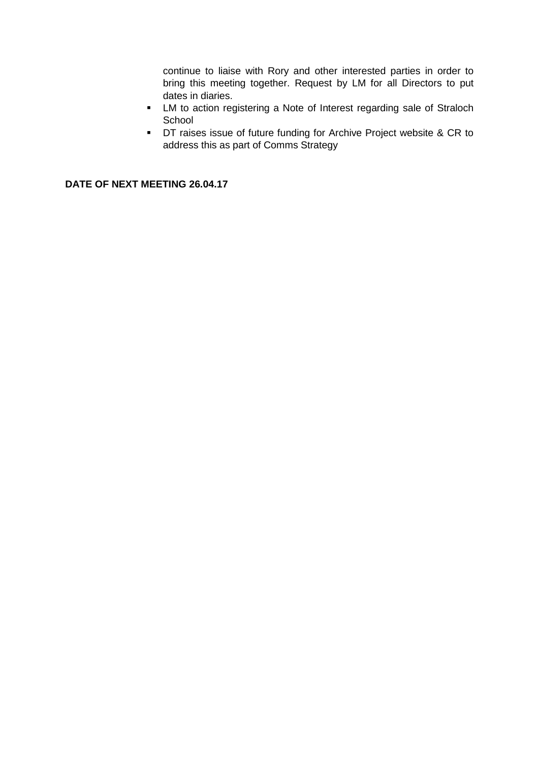continue to liaise with Rory and other interested parties in order to bring this meeting together. Request by LM for all Directors to put dates in diaries.

- LM to action registering a Note of Interest regarding sale of Straloch School
- DT raises issue of future funding for Archive Project website & CR to address this as part of Comms Strategy

**DATE OF NEXT MEETING 26.04.17**